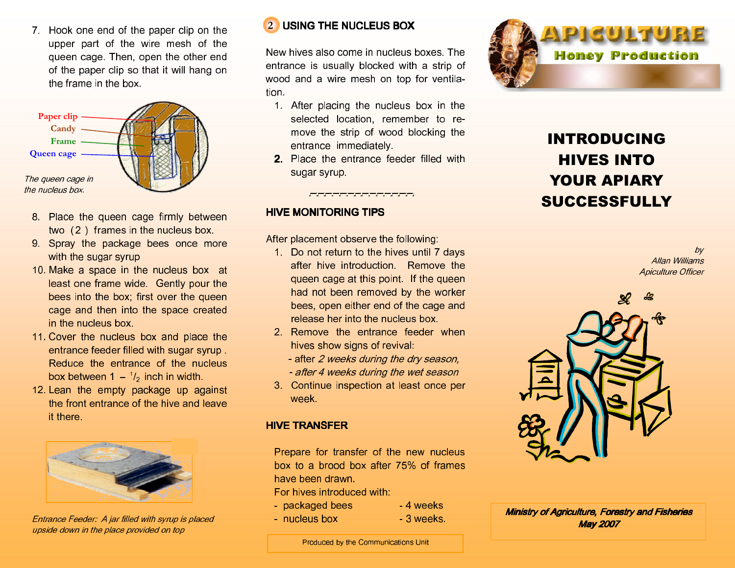7. Hook one end of the paper clip on the upper part of the wire mesh of the queen cage. Then, open the other end of the paper clip so that it will hang on the frame in the box.

Paper clip
Candy
Frame
Queen cage

*The queen cage in the nucleus box.*

8. Place the queen cage firmly between two (2) frames in the nucleus box.
9. Spray the package bees once more with the sugar syrup
10. Make a space in the nucleus box at least one frame wide. Gently pour the bees into the box; first over the queen cage and then into the space created in the nucleus box.
11. Cover the nucleus box and place the entrance feeder filled with sugar syrup . Reduce the entrance of the nucleus box between 1 – $^1/_2$ inch in width.
12. Lean the empty package up against the front entrance of the hive and leave it there.

*Entrance Feeder: A jar filled with syrup is placed upside down in the place provided on top*

## 2 USING THE NUCLEUS BOX

New hives also come in nucleus boxes. The entrance is usually blocked with a strip of wood and a wire mesh on top for ventilation.

1. After placing the nucleus box in the selected location, remember to remove the strip of wood blocking the entrance immediately.
2. Place the entrance feeder filled with sugar syrup.

## HIVE MONITORING TIPS

After placement observe the following:

1. Do not return to the hives until 7 days after hive introduction. Remove the queen cage at this point. If the queen had not been removed by the worker bees, open either end of the cage and release her into the nucleus box.
2. Remove the entrance feeder when hives show signs of revival:
   - after *2 weeks during the dry season,*
   - *after 4 weeks during the wet season*
3. Continue inspection at least once per week.

## HIVE TRANSFER

Prepare for transfer of the new nucleus box to a brood box after 75% of frames have been drawn.

For hives introduced with:

- packaged bees - 4 weeks
- nucleus box - 3 weeks.

Produced by the Communications Unit

# APICULTURE
## Honey Production

# INTRODUCING HIVES INTO YOUR APIARY SUCCESSFULLY

*by*
*Allan Williams*
*Apiculture Officer*

***Ministry of Agriculture, Forestry and Fisheries***
***May 2007***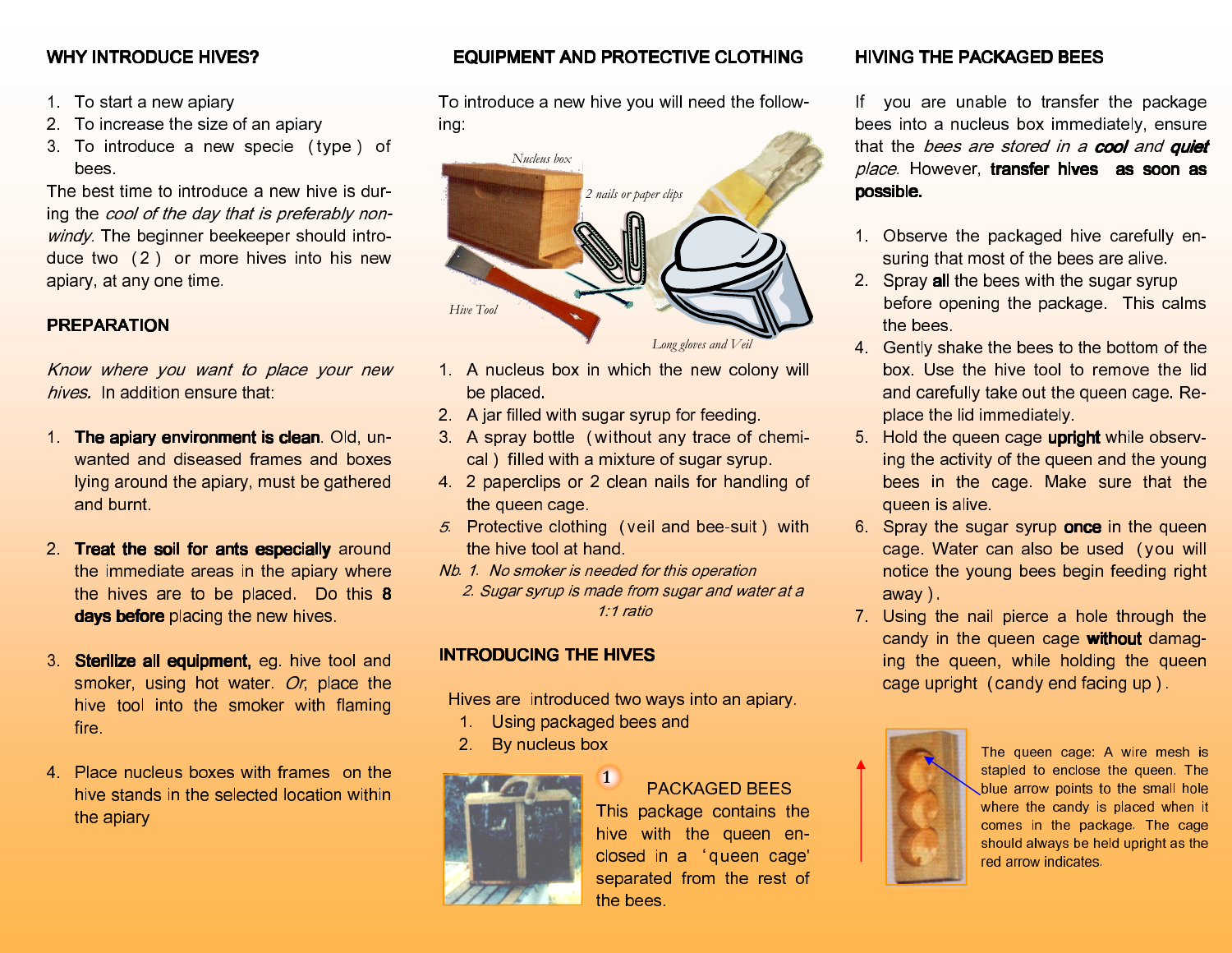## WHY INTRODUCE HIVES?

1. To start a new apiary
2. To increase the size of an apiary
3. To introduce a new specie (type) of bees.

The best time to introduce a new hive is during the *cool of the day that is preferably non-windy*. The beginner beekeeper should introduce two (2) or more hives into his new apiary, at any one time.

## PREPARATION

*Know where you want to place your new hives.* In addition ensure that:

1. **The apiary environment is clean**. Old, unwanted and diseased frames and boxes lying around the apiary, must be gathered and burnt.

2. **Treat the soil for ants especially** around the immediate areas in the apiary where the hives are to be placed. Do this **8 days before** placing the new hives.

3. **Sterilize all equipment,** eg. hive tool and smoker, using hot water. *Or,* place the hive tool into the smoker with flaming fire.

4. Place nucleus boxes with frames on the hive stands in the selected location within the apiary

## EQUIPMENT AND PROTECTIVE CLOTHING

To introduce a new hive you will need the following:

Nucleus box

2 nails or paper clips

Hive Tool

Long gloves and Veil

1. A nucleus box in which the new colony will be placed.
2. A jar filled with sugar syrup for feeding.
3. A spray bottle (without any trace of chemical) filled with a mixture of sugar syrup.
4. 2 paperclips or 2 clean nails for handling of the queen cage.
5. Protective clothing (veil and bee-suit) with the hive tool at hand.

*Nb. 1. No smoker is needed for this operation*

*2. Sugar syrup is made from sugar and water at a 1:1 ratio*

## INTRODUCING THE HIVES

Hives are introduced two ways into an apiary.

1. Using packaged bees and
2. By nucleus box

### 1 PACKAGED BEES

This package contains the hive with the queen enclosed in a 'queen cage' separated from the rest of the bees.

## HIVING THE PACKAGED BEES

If you are unable to transfer the package bees into a nucleus box immediately, ensure that the *bees are stored in a* ***cool*** *and* ***quiet*** *place*. However, **transfer hives as soon as possible.**

1. Observe the packaged hive carefully ensuring that most of the bees are alive.
2. Spray **all** the bees with the sugar syrup before opening the package. This calms the bees.
4. Gently shake the bees to the bottom of the box. Use the hive tool to remove the lid and carefully take out the queen cage. Replace the lid immediately.
5. Hold the queen cage **upright** while observing the activity of the queen and the young bees in the cage. Make sure that the queen is alive.
6. Spray the sugar syrup **once** in the queen cage. Water can also be used (you will notice the young bees begin feeding right away).
7. Using the nail pierce a hole through the candy in the queen cage **without** damaging the queen, while holding the queen cage upright (candy end facing up).

The queen cage: A wire mesh is stapled to enclose the queen. The blue arrow points to the small hole where the candy is placed when it comes in the package. The cage should always be held upright as the red arrow indicates.